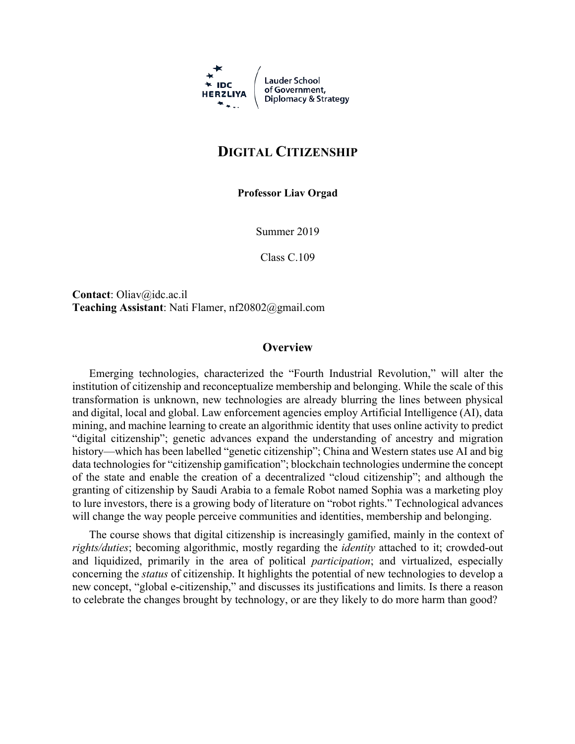IDC HERZLIYA | Lauder School of Government, Diplomacy & Strategy

# DIGITAL CITIZENSHIP

**Professor Liav Orgad**

Summer 2019

Class C.109

**Contact**: Oliav@idc.ac.il
**Teaching Assistant**: Nati Flamer, nf20802@gmail.com

## Overview

Emerging technologies, characterized the "Fourth Industrial Revolution," will alter the institution of citizenship and reconceptualize membership and belonging. While the scale of this transformation is unknown, new technologies are already blurring the lines between physical and digital, local and global. Law enforcement agencies employ Artificial Intelligence (AI), data mining, and machine learning to create an algorithmic identity that uses online activity to predict "digital citizenship"; genetic advances expand the understanding of ancestry and migration history—which has been labelled "genetic citizenship"; China and Western states use AI and big data technologies for "citizenship gamification"; blockchain technologies undermine the concept of the state and enable the creation of a decentralized "cloud citizenship"; and although the granting of citizenship by Saudi Arabia to a female Robot named Sophia was a marketing ploy to lure investors, there is a growing body of literature on "robot rights." Technological advances will change the way people perceive communities and identities, membership and belonging.

The course shows that digital citizenship is increasingly gamified, mainly in the context of *rights/duties*; becoming algorithmic, mostly regarding the *identity* attached to it; crowded-out and liquidized, primarily in the area of political *participation*; and virtualized, especially concerning the *status* of citizenship. It highlights the potential of new technologies to develop a new concept, "global e-citizenship," and discusses its justifications and limits. Is there a reason to celebrate the changes brought by technology, or are they likely to do more harm than good?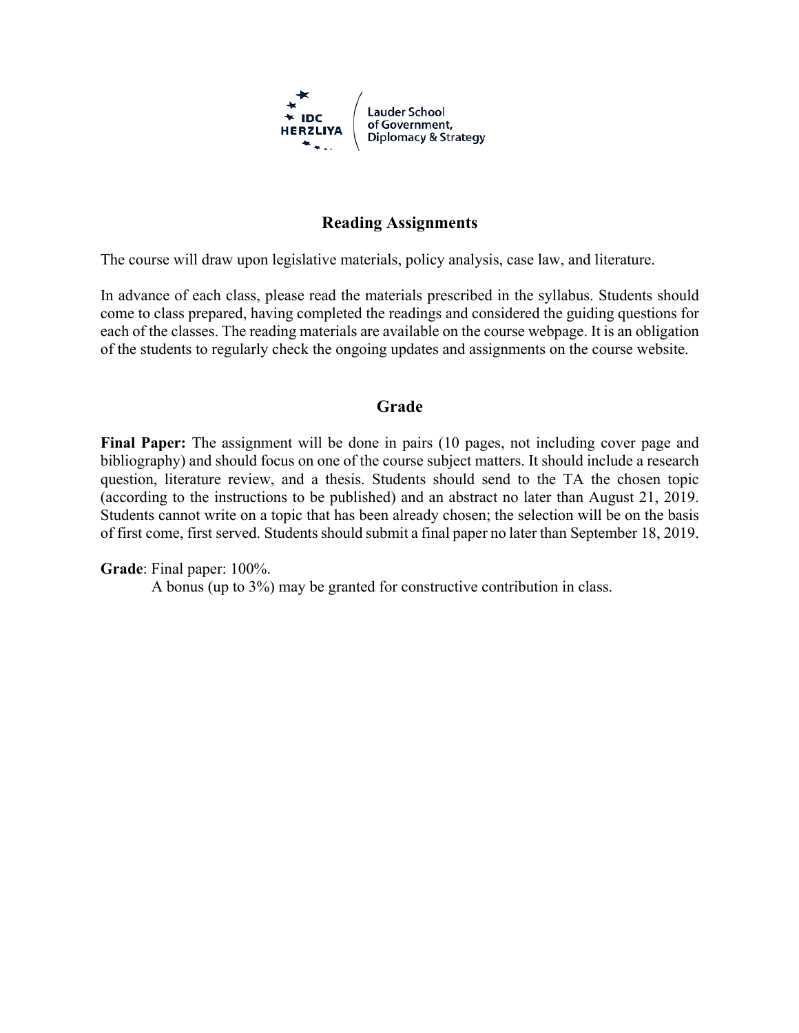## Reading Assignments

The course will draw upon legislative materials, policy analysis, case law, and literature.

In advance of each class, please read the materials prescribed in the syllabus. Students should come to class prepared, having completed the readings and considered the guiding questions for each of the classes. The reading materials are available on the course webpage. It is an obligation of the students to regularly check the ongoing updates and assignments on the course website.

## Grade

**Final Paper:** The assignment will be done in pairs (10 pages, not including cover page and bibliography) and should focus on one of the course subject matters. It should include a research question, literature review, and a thesis. Students should send to the TA the chosen topic (according to the instructions to be published) and an abstract no later than August 21, 2019. Students cannot write on a topic that has been already chosen; the selection will be on the basis of first come, first served. Students should submit a final paper no later than September 18, 2019.

**Grade**: Final paper: 100%.

A bonus (up to 3%) may be granted for constructive contribution in class.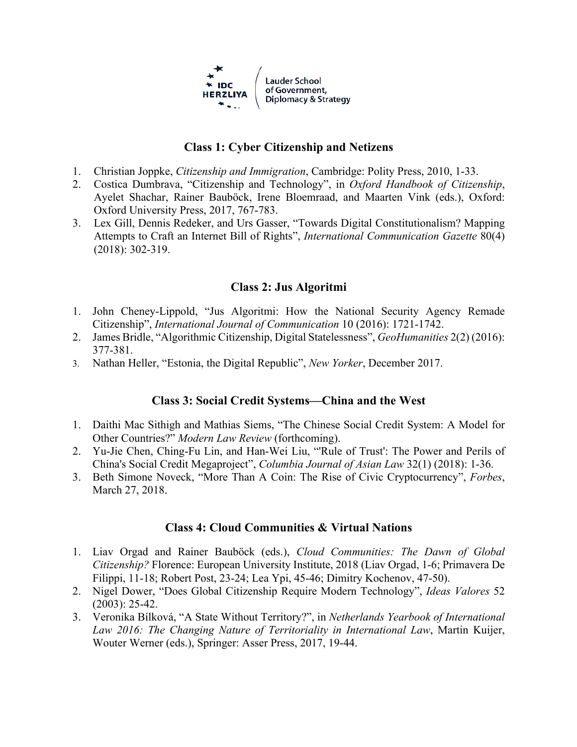## Class 1: Cyber Citizenship and Netizens

1. Christian Joppke, *Citizenship and Immigration*, Cambridge: Polity Press, 2010, 1-33.
2. Costica Dumbrava, "Citizenship and Technology", in *Oxford Handbook of Citizenship*, Ayelet Shachar, Rainer Bauböck, Irene Bloemraad, and Maarten Vink (eds.), Oxford: Oxford University Press, 2017, 767-783.
3. Lex Gill, Dennis Redeker, and Urs Gasser, "Towards Digital Constitutionalism? Mapping Attempts to Craft an Internet Bill of Rights", *International Communication Gazette* 80(4) (2018): 302-319.

## Class 2: Jus Algoritmi

1. John Cheney-Lippold, "Jus Algoritmi: How the National Security Agency Remade Citizenship", *International Journal of Communication* 10 (2016): 1721-1742.
2. James Bridle, "Algorithmic Citizenship, Digital Statelessness", *GeoHumanities* 2(2) (2016): 377-381.
3. Nathan Heller, "Estonia, the Digital Republic", *New Yorker*, December 2017.

## Class 3: Social Credit Systems—China and the West

1. Daithi Mac Sithigh and Mathias Siems, "The Chinese Social Credit System: A Model for Other Countries?" *Modern Law Review* (forthcoming).
2. Yu-Jie Chen, Ching-Fu Lin, and Han-Wei Liu, "'Rule of Trust': The Power and Perils of China's Social Credit Megaproject", *Columbia Journal of Asian Law* 32(1) (2018): 1-36.
3. Beth Simone Noveck, "More Than A Coin: The Rise of Civic Cryptocurrency", *Forbes*, March 27, 2018.

## Class 4: Cloud Communities & Virtual Nations

1. Liav Orgad and Rainer Bauböck (eds.), *Cloud Communities: The Dawn of Global Citizenship?* Florence: European University Institute, 2018 (Liav Orgad, 1-6; Primavera De Filippi, 11-18; Robert Post, 23-24; Lea Ypi, 45-46; Dimitry Kochenov, 47-50).
2. Nigel Dower, "Does Global Citizenship Require Modern Technology", *Ideas Valores* 52 (2003): 25-42.
3. Veronika Bílková, "A State Without Territory?", in *Netherlands Yearbook of International Law 2016: The Changing Nature of Territoriality in International Law*, Martin Kuijer, Wouter Werner (eds.), Springer: Asser Press, 2017, 19-44.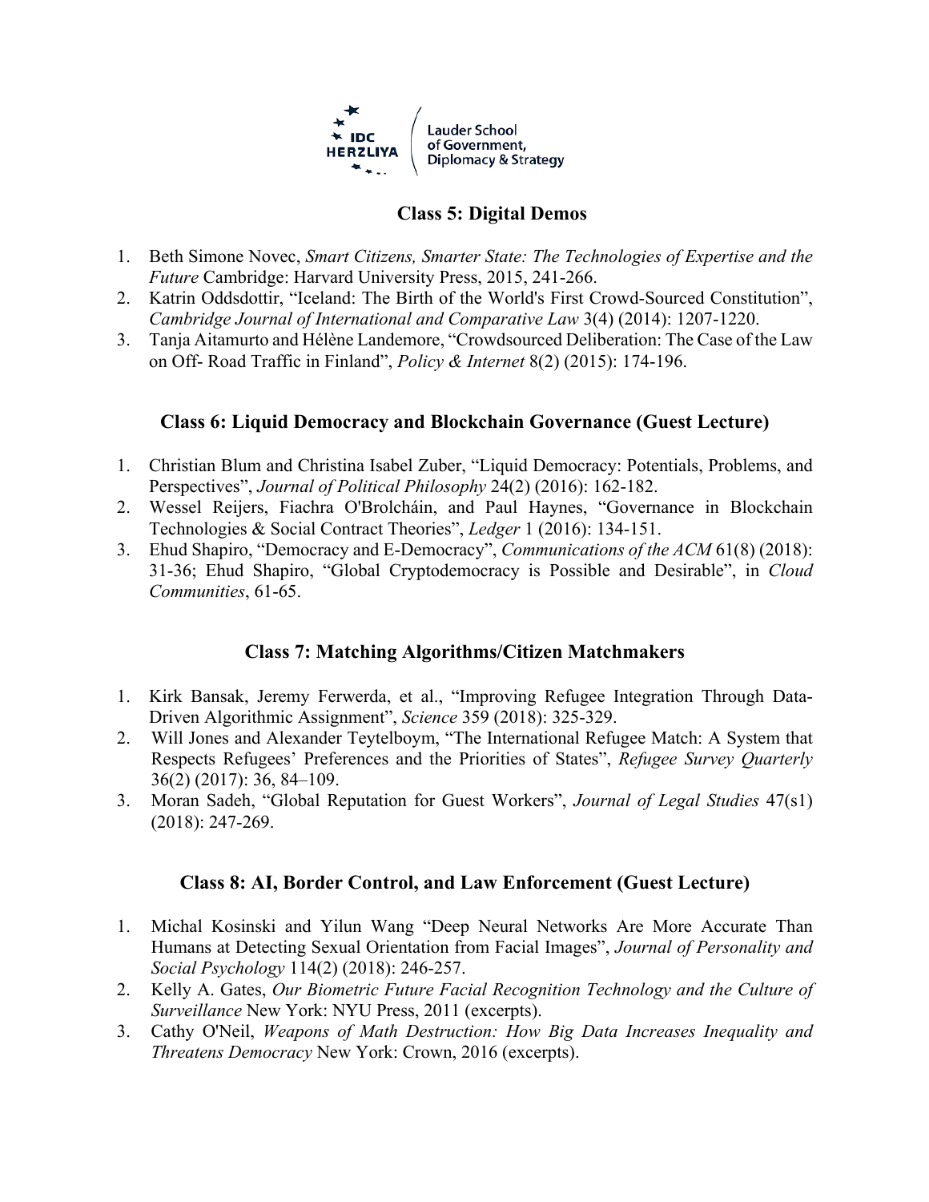## Class 5: Digital Demos

1. Beth Simone Novec, *Smart Citizens, Smarter State: The Technologies of Expertise and the Future* Cambridge: Harvard University Press, 2015, 241-266.
2. Katrin Oddsdottir, "Iceland: The Birth of the World's First Crowd-Sourced Constitution", *Cambridge Journal of International and Comparative Law* 3(4) (2014): 1207-1220.
3. Tanja Aitamurto and Hélène Landemore, "Crowdsourced Deliberation: The Case of the Law on Off- Road Traffic in Finland", *Policy & Internet* 8(2) (2015): 174-196.

## Class 6: Liquid Democracy and Blockchain Governance (Guest Lecture)

1. Christian Blum and Christina Isabel Zuber, "Liquid Democracy: Potentials, Problems, and Perspectives", *Journal of Political Philosophy* 24(2) (2016): 162-182.
2. Wessel Reijers, Fiachra O'Brolcháin, and Paul Haynes, "Governance in Blockchain Technologies & Social Contract Theories", *Ledger* 1 (2016): 134-151.
3. Ehud Shapiro, "Democracy and E-Democracy", *Communications of the ACM* 61(8) (2018): 31-36; Ehud Shapiro, "Global Cryptodemocracy is Possible and Desirable", in *Cloud Communities*, 61-65.

## Class 7: Matching Algorithms/Citizen Matchmakers

1. Kirk Bansak, Jeremy Ferwerda, et al., "Improving Refugee Integration Through Data-Driven Algorithmic Assignment", *Science* 359 (2018): 325-329.
2. Will Jones and Alexander Teytelboym, "The International Refugee Match: A System that Respects Refugees' Preferences and the Priorities of States", *Refugee Survey Quarterly* 36(2) (2017): 36, 84–109.
3. Moran Sadeh, "Global Reputation for Guest Workers", *Journal of Legal Studies* 47(s1) (2018): 247-269.

## Class 8: AI, Border Control, and Law Enforcement (Guest Lecture)

1. Michal Kosinski and Yilun Wang "Deep Neural Networks Are More Accurate Than Humans at Detecting Sexual Orientation from Facial Images", *Journal of Personality and Social Psychology* 114(2) (2018): 246-257.
2. Kelly A. Gates, *Our Biometric Future Facial Recognition Technology and the Culture of Surveillance* New York: NYU Press, 2011 (excerpts).
3. Cathy O'Neil, *Weapons of Math Destruction: How Big Data Increases Inequality and Threatens Democracy* New York: Crown, 2016 (excerpts).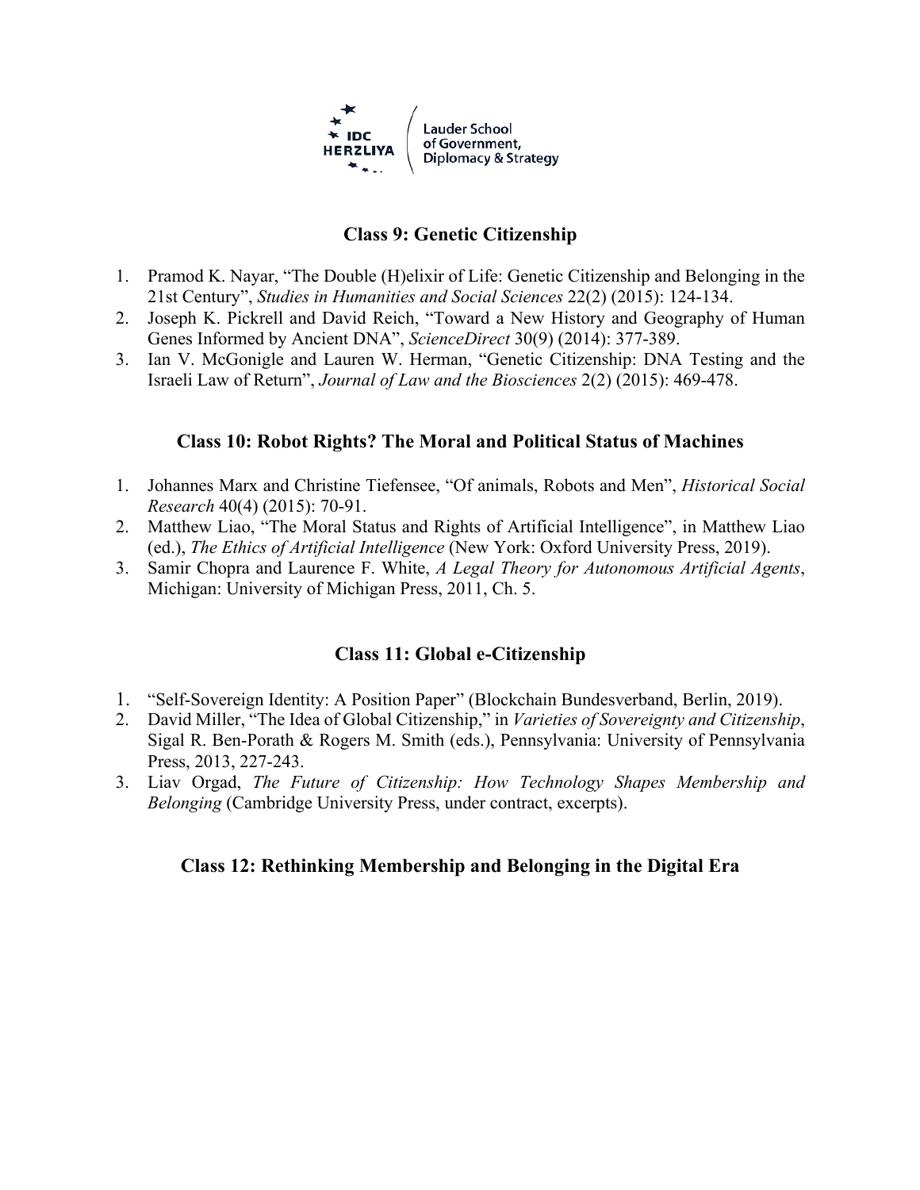## Class 9: Genetic Citizenship

1. Pramod K. Nayar, "The Double (H)elixir of Life: Genetic Citizenship and Belonging in the 21st Century", *Studies in Humanities and Social Sciences* 22(2) (2015): 124-134.
2. Joseph K. Pickrell and David Reich, "Toward a New History and Geography of Human Genes Informed by Ancient DNA", *ScienceDirect* 30(9) (2014): 377-389.
3. Ian V. McGonigle and Lauren W. Herman, "Genetic Citizenship: DNA Testing and the Israeli Law of Return", *Journal of Law and the Biosciences* 2(2) (2015): 469-478.

## Class 10: Robot Rights? The Moral and Political Status of Machines

1. Johannes Marx and Christine Tiefensee, "Of animals, Robots and Men", *Historical Social Research* 40(4) (2015): 70-91.
2. Matthew Liao, "The Moral Status and Rights of Artificial Intelligence", in Matthew Liao (ed.), *The Ethics of Artificial Intelligence* (New York: Oxford University Press, 2019).
3. Samir Chopra and Laurence F. White, *A Legal Theory for Autonomous Artificial Agents*, Michigan: University of Michigan Press, 2011, Ch. 5.

## Class 11: Global e-Citizenship

1. "Self-Sovereign Identity: A Position Paper" (Blockchain Bundesverband, Berlin, 2019).
2. David Miller, "The Idea of Global Citizenship," in *Varieties of Sovereignty and Citizenship*, Sigal R. Ben-Porath & Rogers M. Smith (eds.), Pennsylvania: University of Pennsylvania Press, 2013, 227-243.
3. Liav Orgad, *The Future of Citizenship: How Technology Shapes Membership and Belonging* (Cambridge University Press, under contract, excerpts).

## Class 12: Rethinking Membership and Belonging in the Digital Era